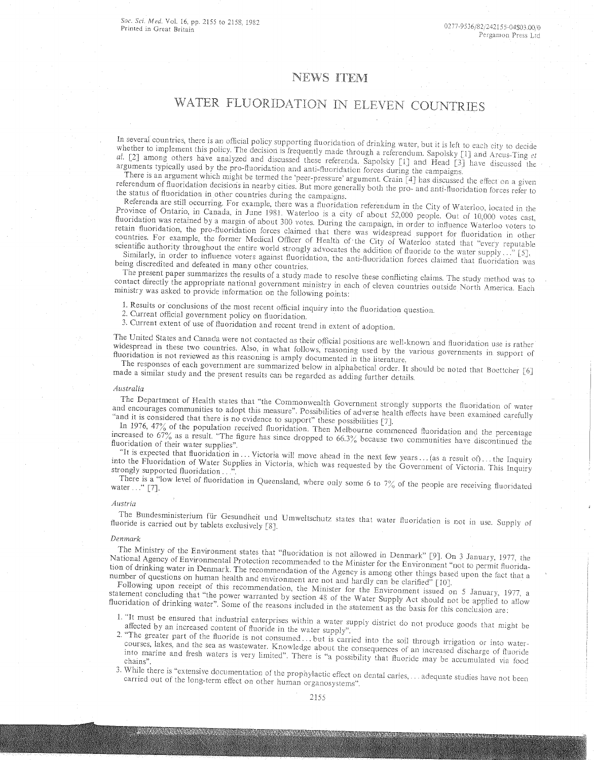## NEWS ITEM

# WATER FLUORIDATION IN ELEVEN COUNTRIES

In several countries, there is an official policy supporting fluoridation of drinking water, but it is left to each city to decide whether to implement this policy. The decision is frequently made through a referendum. Sapolsky [1] and Arcus-Ting *et al.* [2] among others have analyzed and discussed these referenda. Sapolsky [1] and Head [3] have discussed the arguments typically used by the pro-fluoridation and anti-fluoridation forces during the campaigns.

There is an argument which might be termed the 'peer-pressure' argument. Crain [4] has discussed the effect on a given referendum of fluoridation decisions in nearby cities. But more generally both the pro- and anti-fluoridation forces refer to the status of fluoridation in other countries during the campaigns.

Referenda are still occurring. For example, there was a fluoridation referendum in the City of Waterloo, located in the Province of Ontario, in Canada, in June 1981. Waterloo is a city of about 52,000 people. Out of 10,000 votes cast, fluoridation was retained by a margin of about 300 votes. During the campaign, in order to influence Waterloo voters to retain fluoridation, the pro-fluoridation forces claimed that there was widespread support for fluoridation in other countries. For example, the former Medical Officer of Health of the City of Waterloo stated that "every reputable scientific authority throughout the entire world strongly advocates the addition of fluoride to the water supply ..." [5].

Similarly, in order to influence voters against fluoridation, the anti-fluoridation forces claimed that fluoridation was being discredited and defeated in many other countries.

The present paper summarizes the results of a study made to resolve these conflicting claims. The study method was to contact directly the appropriate national government ministry in each of eleven countries outside North America. Each ministry was asked to provide information on the following points:

1. Results or conclusions of the most recent official inquiry into the fluoridation question.
2. Current official government policy on fluoridation.
3. Current extent of use of fluoridation and recent trend in extent of adoption.

The United States and Canada were not contacted as their official positions are well-known and fluoridation use is rather widespread in these two countries. Also, in what follows, reasoning used by the various governments in support of fluoridation is not reviewed as this reasoning is amply documented in the literature.

The responses of each government are summarized below in alphabetical order. It should be noted that Boettcher [6] made a similar study and the present results can be regarded as adding further details.

### *Australia*

The Department of Health states that "the Commonwealth Government strongly supports the fluoridation of water and encourages communities to adopt this measure". Possibilities of adverse health effects have been examined carefully "and it is considered that there is no evidence to support" these possibilities [7].

In 1976, 47% of the population received fluoridation. Then Melbourne commenced fluoridation and the percentage increased to 67% as a result. "The figure has since dropped to 66.3% because two communities have discontinued the fluoridation of their water supplies".

"It is expected that fluoridation in ... Victoria will move ahead in the next few years ... (as a result of) ... the Inquiry into the Fluoridation of Water Supplies in Victoria, which was requested by the Government of Victoria. This Inquiry strongly supported fluoridation ...".

There is a "low level of fluoridation in Queensland, where only some 6 to 7% of the people are receiving fluoridated water ..." [7].

### *Austria*

The Bundesministerium für Gesundheit und Umweltschutz states that water fluoridation is not in use. Supply of fluoride is carried out by tablets exclusively [8].

### *Denmark*

The Ministry of the Environment states that "fluoridation is not allowed in Denmark" [9]. On 3 January, 1977, the National Agency of Environmental Protection recommended to the Minister for the Environment "not to permit fluoridation of drinking water in Denmark. The recommendation of the Agency is among other things based upon the fact that a number of questions on human health and environment are not and hardly can be clarified" [10].

Following upon receipt of this recommendation, the Minister for the Environment issued on 5 January, 1977, a statement concluding that "the power warranted by section 48 of the Water Supply Act should not be applied to allow fluoridation of drinking water". Some of the reasons included in the statement as the basis for this conclusion are:

1. "It must be ensured that industrial enterprises within a water supply district do not produce goods that might be affected by an increased content of fluoride in the water supply".
2. "The greater part of the fluoride is not consumed ... but is carried into the soil through irrigation or into watercourses, lakes, and the sea as wastewater. Knowledge about the consequences of an increased discharge of fluoride into marine and fresh waters is very limited". There is "a possibility that fluoride may be accumulated via food chains".
3. While there is "extensive documentation of the prophylactic effect on dental caries, ... adequate studies have not been carried out of the long-term effect on other human organosystems".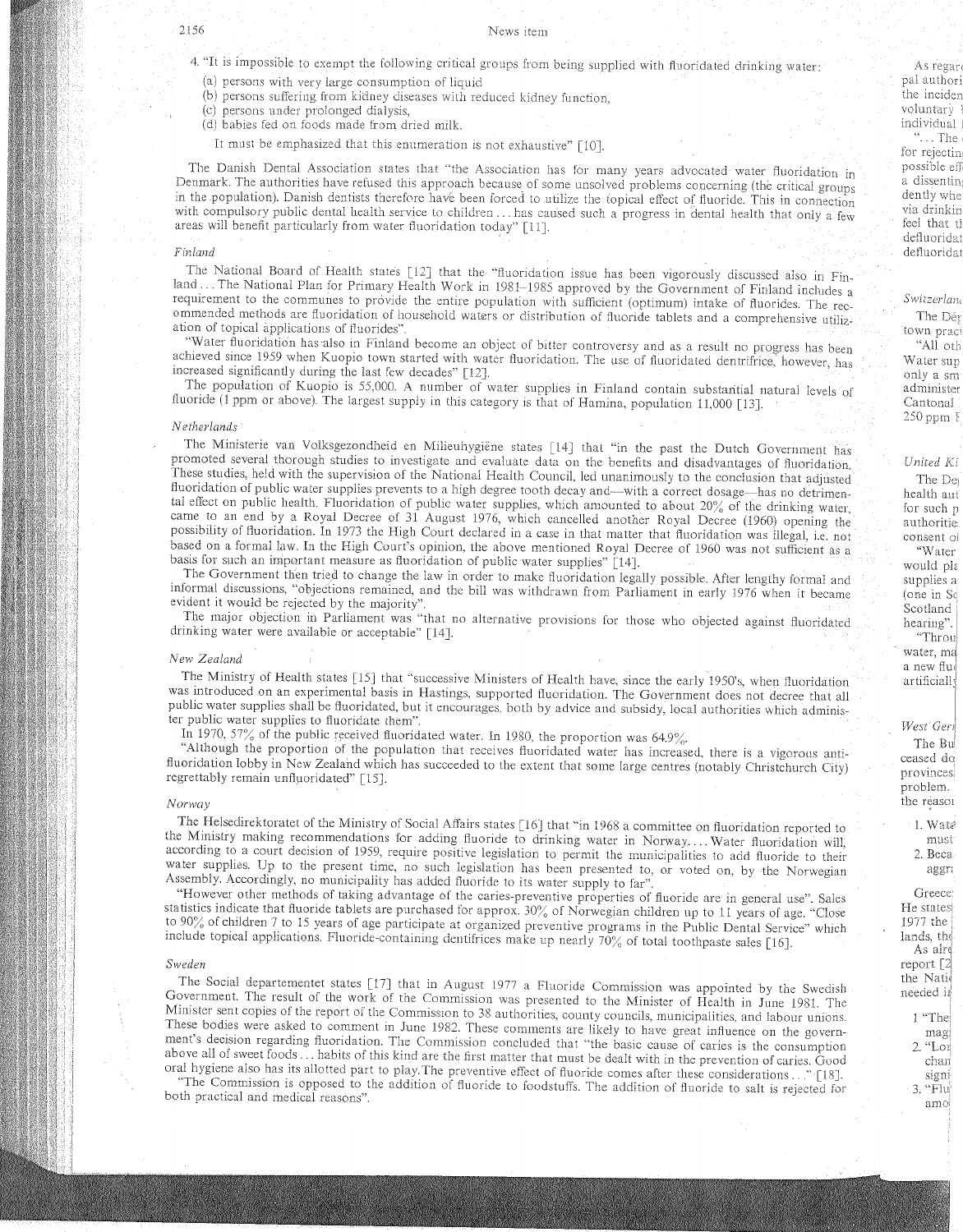4. "It is impossible to exempt the following critical groups from being supplied with fluoridated drinking water:

   (a) persons with very large consumption of liquid
   (b) persons suffering from kidney diseases with reduced kidney function,
   (c) persons under prolonged dialysis,
   (d) babies fed on foods made from dried milk.

   It must be emphasized that this enumeration is not exhaustive" [10].

The Danish Dental Association states that "the Association has for many years advocated water fluoridation in Denmark. The authorities have refused this approach because of some unsolved problems concerning (the critical groups in the population). Danish dentists therefore have been forced to utilize the topical effect of fluoride. This in connection with compulsory public dental health service to children ... has caused such a progress in dental health that only a few areas will benefit particularly from water fluoridation today" [11].

### *Finland*

The National Board of Health states [12] that the "fluoridation issue has been vigorously discussed also in Finland ... The National Plan for Primary Health Work in 1981–1985 approved by the Government of Finland includes a requirement to the communes to provide the entire population with sufficient (optimum) intake of fluorides. The recommended methods are fluoridation of household waters or distribution of fluoride tablets and a comprehensive utilization of topical applications of fluorides".

"Water fluoridation has also in Finland become an object of bitter controversy and as a result no progress has been achieved since 1959 when Kuopio town started with water fluoridation. The use of fluoridated dentrifrice, however, has increased significantly during the last few decades" [12].

The population of Kuopio is 55,000. A number of water supplies in Finland contain substantial natural levels of fluoride (1 ppm or above). The largest supply in this category is that of Hamina, population 11,000 [13].

### *Netherlands*

The Ministerie van Volksgezondheid en Milieuhygiëne states [14] that "in the past the Dutch Government has promoted several thorough studies to investigate and evaluate data on the benefits and disadvantages of fluoridation. These studies, held with the supervision of the National Health Council, led unanimously to the conclusion that adjusted fluoridation of public water supplies prevents to a high degree tooth decay and—with a correct dosage—has no detrimental effect on public health. Fluoridation of public water supplies, which amounted to about 20% of the drinking water, came to an end by a Royal Decree of 31 August 1976, which cancelled another Royal Decree (1960) opening the possibility of fluoridation. In 1973 the High Court declared in a case in that matter that fluoridation was illegal, i.e. not based on a formal law. In the High Court's opinion, the above mentioned Royal Decree of 1960 was not sufficient as a basis for such an important measure as fluoridation of public water supplies" [14].

The Government then tried to change the law in order to make fluoridation legally possible. After lengthy formal and informal discussions, "objections remained, and the bill was withdrawn from Parliament in early 1976 when it became evident it would be rejected by the majority".

The major objection in Parliament was "that no alternative provisions for those who objected against fluoridated drinking water were available or acceptable" [14].

### *New Zealand*

The Ministry of Health states [15] that "successive Ministers of Health have, since the early 1950's, when fluoridation was introduced on an experimental basis in Hastings, supported fluoridation. The Government does not decree that all public water supplies shall be fluoridated, but it encourages, both by advice and subsidy, local authorities which administer public water supplies to fluoridate them".

In 1970, 57% of the public received fluoridated water. In 1980, the proportion was 64.9%.

"Although the proportion of the population that receives fluoridated water has increased, there is a vigorous anti-fluoridation lobby in New Zealand which has succeeded to the extent that some large centres (notably Christchurch City) regrettably remain unfluoridated" [15].

### *Norway*

The Helsedirektoratet of the Ministry of Social Affairs states [16] that "in 1968 a committee on fluoridation reported to the Ministry making recommendations for adding fluoride to drinking water in Norway.... Water fluoridation will, according to a court decision of 1959, require positive legislation to permit the municipalities to add fluoride to their water supplies. Up to the present time, no such legislation has been presented to, or voted on, by the Norwegian Assembly. Accordingly, no municipality has added fluoride to its water supply to far".

"However other methods of taking advantage of the caries-preventive properties of fluoride are in general use". Sales statistics indicate that fluoride tablets are purchased for approx. 30% of Norwegian children up to 11 years of age. "Close to 90% of children 7 to 15 years of age participate at organized preventive programs in the Public Dental Service" which include topical applications. Fluoride-containing dentifrices make up nearly 70% of total toothpaste sales [16].

### *Sweden*

The Social departementet states [17] that in August 1977 a Fluoride Commission was appointed by the Swedish Government. The result of the work of the Commission was presented to the Minister of Health in June 1981. The Minister sent copies of the report of the Commission to 38 authorities, county councils, municipalities, and labour unions. These bodies were asked to comment in June 1982. These comments are likely to have great influence on the government's decision regarding fluoridation. The Commission concluded that "the basic cause of caries is the consumption above all of sweet foods ... habits of this kind are the first matter that must be dealt with in the prevention of caries. Good oral hygiene also has its allotted part to play. The preventive effect of fluoride comes after these considerations ..." [18].

"The Commission is opposed to the addition of fluoride to foodstuffs. The addition of fluoride to salt is rejected for both practical and medical reasons".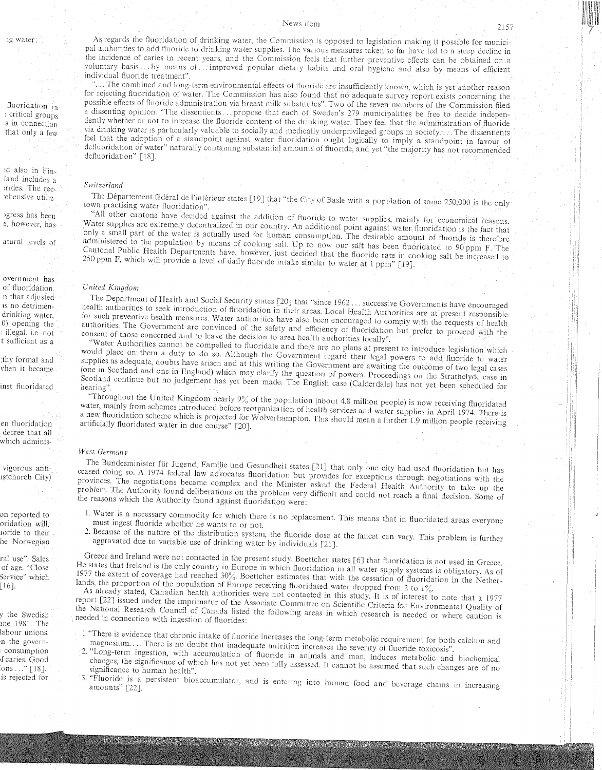As regards the fluoridation of drinking water, the Commission is opposed to legislation making it possible for municipal authorities to add fluoride to drinking water supplies. The various measures taken so far have led to a steep decline in the incidence of caries in recent years, and the Commission feels that further preventive effects can be obtained on a voluntary basis... by means of... improved popular dietary habits and oral hygiene and also by means of efficient individual fluoride treatment".

"... The combined and long-term environmental effects of fluoride are insufficiently known, which is yet another reason for rejecting fluoridation of water. The Commission has also found that no adequate survey report exists concerning the possible effects of fluoride administration via breast milk substitutes". Two of the seven members of the Commission filed a dissenting opinion. "The dissentients... propose that each of Sweden's 279 municipalities be free to decide independently whether or not to increase the fluoride content of the drinking water. They feel that the administration of fluoride via drinking water is particularly valuable to socially and medically underprivileged groups in society.... The dissentients feel that the adoption of a standpoint against water fluoridation ought logically to imply a standpoint in favour of defluoridation of water" naturally containing substantial amounts of fluoride, and yet "the majority has not recommended defluoridation" [18].

### *Switzerland*

The Département fédéral de l'intérieur states [19] that "the City of Basle with a population of some 250,000 is the only town practising water fluoridation".

"All other cantons have decided against the addition of fluoride to water supplies, mainly for economical reasons. Water supplies are extremely decentralized in our country. An additional point against water fluoridation is the fact that only a small part of the water is actually used for human consumption. The desirable amount of fluoride is therefore administered to the population by means of cooking salt. Up to now our salt has been fluoridated to 90 ppm F. The Cantonal Public Health Departments have, however, just decided that the fluoride rate in cooking salt be increased to 250 ppm F, which will provide a level of daily fluoride intake similar to water at 1 ppm" [19].

### *United Kingdom*

The Department of Health and Social Security states [20] that "since 1962... successive Governments have encouraged health authorities to seek introduction of fluoridation in their areas. Local Health Authorities are at present responsible for such preventive health measures. Water authorities have also been encouraged to comply with the requests of health authorities. The Government are convinced of the safety and efficiency of fluoridation but prefer to proceed with the consent of those concerned and to leave the decision to area health authorities locally".

"Water Authorities cannot be compelled to fluoridate and there are no plans at present to introduce legislation which would place on them a duty to do so. Although the Government regard their legal powers to add fluoride to water supplies as adequate, doubts have arisen and at this writing the Government are awaiting the outcome of two legal cases (one in Scotland and one in England) which may clarify the question of powers. Proceedings on the Strathclyde case in Scotland continue but no judgement has yet been made. The English case (Calderdale) has not yet been scheduled for hearing".

"Throughout the United Kingdom nearly 9% of the population (about 4.8 million people) is now receiving fluoridated water, mainly from schemes introduced before reorganization of health services and water supplies in April 1974. There is a new fluoridation scheme which is projected for Wolverhampton. This should mean a further 1.9 million people receiving artificially fluoridated water in due course" [20].

### *West Germany*

The Bundesminister für Jugend, Familie und Gesundheit states [21] that only one city had used fluoridation but has ceased doing so. A 1974 federal law advocates fluoridation but provides for exceptions through negotiations with the provinces. The negotiations became complex and the Minister asked the Federal Health Authority to take up the problem. The Authority found deliberations on the problem very difficult and could not reach a final decision. Some of the reasons which the Authority found against fluoridation were:

1. Water is a necessary commodity for which there is no replacement. This means that in fluoridated areas everyone must ingest fluoride whether he wants to or not.
2. Because of the nature of the distribution system, the fluoride dose at the faucet can vary. This problem is further aggravated due to variable use of drinking water by individuals [21].

Greece and Ireland were not contacted in the present study. Boettcher states [6] that fluoridation is not used in Greece. He states that Ireland is the only country in Europe in which fluoridation in all water supply systems is obligatory. As of 1977 the extent of coverage had reached 30%. Boettcher estimates that with the cessation of fluoridation in the Netherlands, the proportion of the population of Europe receiving fluoridated water dropped from 2 to 1%.

As already stated, Canadian health authorities were not contacted in this study. It is of interest to note that a 1977 report [22] issued under the imprimatur of the Associate Committee on Scientific Criteria for Environmental Quality of the National Research Council of Canada listed the following areas in which research is needed or where caution is needed in connection with ingestion of fluorides:

1. "There is evidence that chronic intake of fluoride increases the long-term metabolic requirement for both calcium and magnesium.... There is no doubt that inadequate nutrition increases the severity of fluoride toxicosis".
2. "Long-term ingestion, with accumulation of fluoride in animals and man, induces metabolic and biochemical changes, the significance of which has not yet been fully assessed. It cannot be assumed that such changes are of no significance to human health".
3. "Fluoride is a persistent bioaccumulator, and is entering into human food and beverage chains in increasing amounts" [22].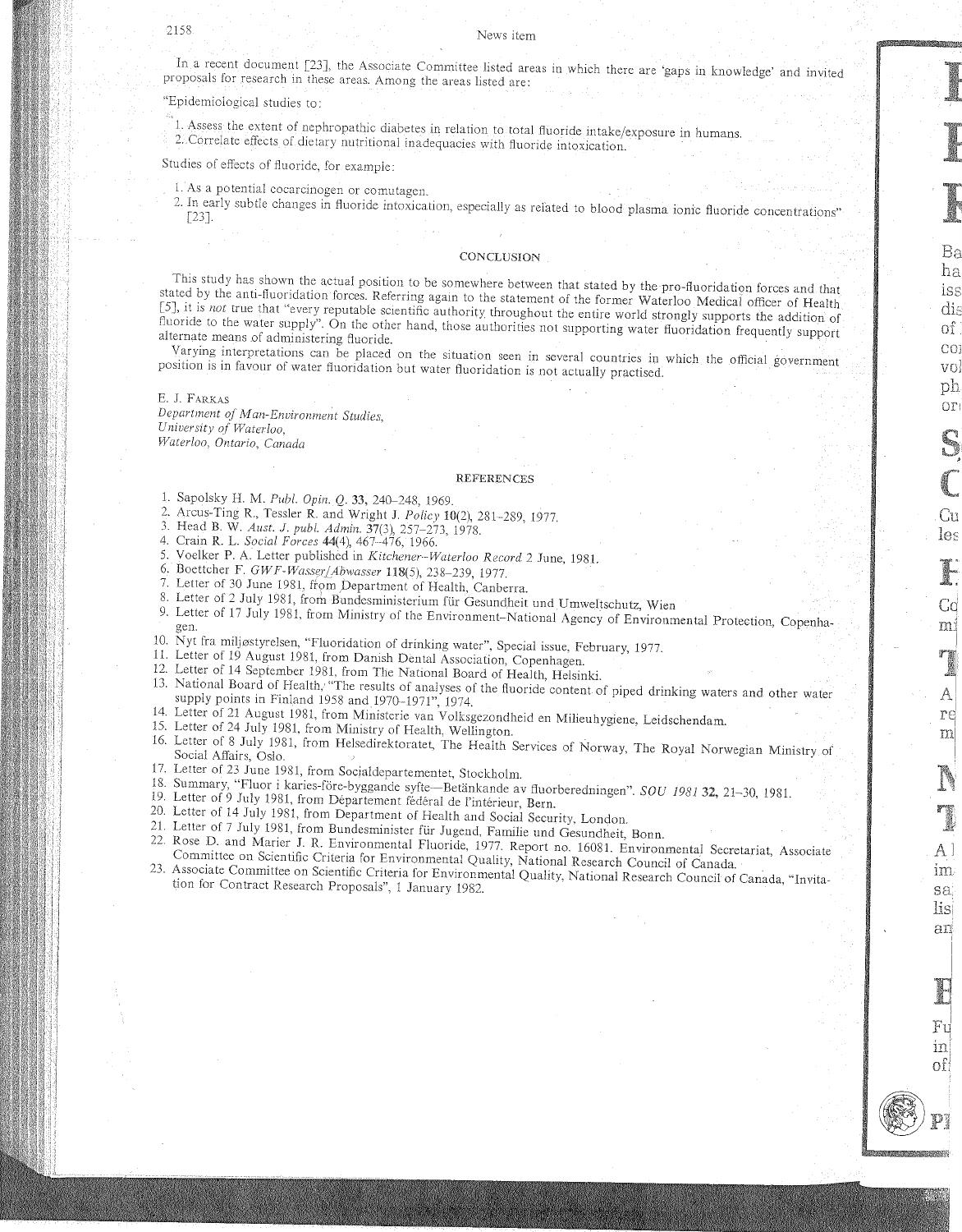In a recent document [23], the Associate Committee listed areas in which there are 'gaps in knowledge' and invited proposals for research in these areas. Among the areas listed are:

"Epidemiological studies to:

1. Assess the extent of nephropathic diabetes in relation to total fluoride intake/exposure in humans.
2. Correlate effects of dietary nutritional inadequacies with fluoride intoxication.

Studies of effects of fluoride, for example:

1. As a potential cocarcinogen or comutagen.
2. In early subtle changes in fluoride intoxication, especially as related to blood plasma ionic fluoride concentrations" [23].

## CONCLUSION

This study has shown the actual position to be somewhere between that stated by the pro-fluoridation forces and that stated by the anti-fluoridation forces. Referring again to the statement of the former Waterloo Medical officer of Health [5], it is *not* true that "every reputable scientific authority throughout the entire world strongly supports the addition of fluoride to the water supply". On the other hand, those authorities not supporting water fluoridation frequently support alternate means of administering fluoride.

Varying interpretations can be placed on the situation seen in several countries in which the official government position is in favour of water fluoridation but water fluoridation is not actually practised.

E. J. Farkas
*Department of Man-Environment Studies,*
*University of Waterloo,*
*Waterloo, Ontario, Canada*

## REFERENCES

1. Sapolsky H. M. *Publ. Opin. Q.* **33**, 240–248, 1969.
2. Arcus-Ting R., Tessler R. and Wright J. *Policy* **10**(2), 281–289, 1977.
3. Head B. W. *Aust. J. publ. Admin.* **37**(3), 257–273, 1978.
4. Crain R. L. *Social Forces* **44**(4), 467–476, 1966.
5. Voelker P. A. Letter published in *Kitchener–Waterloo Record* 2 June, 1981.
6. Boettcher F. *GWF-Wasser/Abwasser* **118**(5), 238–239, 1977.
7. Letter of 30 June 1981, from Department of Health, Canberra.
8. Letter of 2 July 1981, from Bundesministerium für Gesundheit und Umweltschutz, Wien
9. Letter of 17 July 1981, from Ministry of the Environment–National Agency of Environmental Protection, Copenhagen.
10. Nyt fra miljøstyrelsen, "Fluoridation of drinking water", Special issue, February, 1977.
11. Letter of 19 August 1981, from Danish Dental Association, Copenhagen.
12. Letter of 14 September 1981, from The National Board of Health, Helsinki.
13. National Board of Health, "The results of analyses of the fluoride content of piped drinking waters and other water supply points in Finland 1958 and 1970–1971", 1974.
14. Letter of 21 August 1981, from Ministerie van Volksgezondheid en Milieuhygiene, Leidschendam.
15. Letter of 24 July 1981, from Ministry of Health, Wellington.
16. Letter of 8 July 1981, from Helsedirektoratet, The Health Services of Norway, The Royal Norwegian Ministry of Social Affairs, Oslo.
17. Letter of 23 June 1981, from Socialdepartementet, Stockholm.
18. Summary, "Fluor i karies-före-byggande syfte—Betänkande av fluorberedningen". *SOU 1981* **32**, 21–30, 1981.
19. Letter of 9 July 1981, from Département fédéral de l'intérieur, Bern.
20. Letter of 14 July 1981, from Department of Health and Social Security, London.
21. Letter of 7 July 1981, from Bundesminister für Jugend, Familie und Gesundheit, Bonn.
22. Rose D. and Marier J. R. Environmental Fluoride, 1977. Report no. 16081. Environmental Secretariat, Associate Committee on Scientific Criteria for Environmental Quality, National Research Council of Canada.
23. Associate Committee on Scientific Criteria for Environmental Quality, National Research Council of Canada, "Invitation for Contract Research Proposals", 1 January 1982.